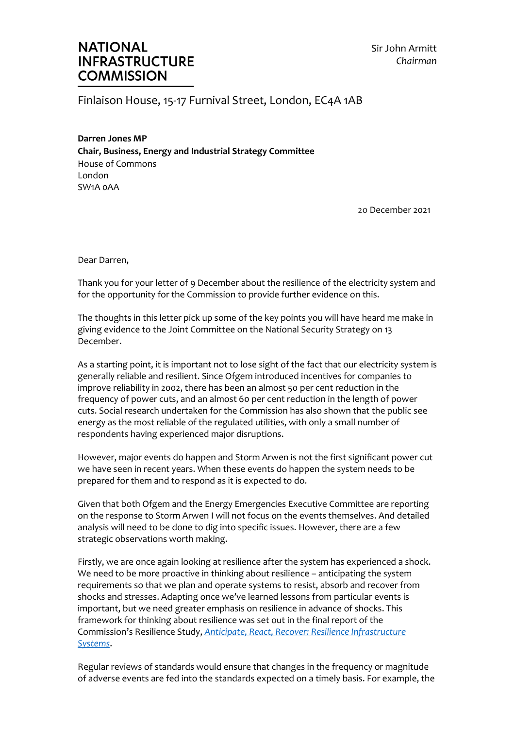**NATIONAL INFRASTRUCTURE COMMISSION**

Sir John Armitt
*Chairman*

Finlaison House, 15-17 Furnival Street, London, EC4A 1AB

**Darren Jones MP**
**Chair, Business, Energy and Industrial Strategy Committee**
House of Commons
London
SW1A 0AA

20 December 2021

Dear Darren,

Thank you for your letter of 9 December about the resilience of the electricity system and for the opportunity for the Commission to provide further evidence on this.

The thoughts in this letter pick up some of the key points you will have heard me make in giving evidence to the Joint Committee on the National Security Strategy on 13 December.

As a starting point, it is important not to lose sight of the fact that our electricity system is generally reliable and resilient. Since Ofgem introduced incentives for companies to improve reliability in 2002, there has been an almost 50 per cent reduction in the frequency of power cuts, and an almost 60 per cent reduction in the length of power cuts. Social research undertaken for the Commission has also shown that the public see energy as the most reliable of the regulated utilities, with only a small number of respondents having experienced major disruptions.

However, major events do happen and Storm Arwen is not the first significant power cut we have seen in recent years. When these events do happen the system needs to be prepared for them and to respond as it is expected to do.

Given that both Ofgem and the Energy Emergencies Executive Committee are reporting on the response to Storm Arwen I will not focus on the events themselves. And detailed analysis will need to be done to dig into specific issues. However, there are a few strategic observations worth making.

Firstly, we are once again looking at resilience after the system has experienced a shock. We need to be more proactive in thinking about resilience – anticipating the system requirements so that we plan and operate systems to resist, absorb and recover from shocks and stresses. Adapting once we've learned lessons from particular events is important, but we need greater emphasis on resilience in advance of shocks. This framework for thinking about resilience was set out in the final report of the Commission's Resilience Study, *Anticipate, React, Recover: Resilience Infrastructure Systems*.

Regular reviews of standards would ensure that changes in the frequency or magnitude of adverse events are fed into the standards expected on a timely basis. For example, the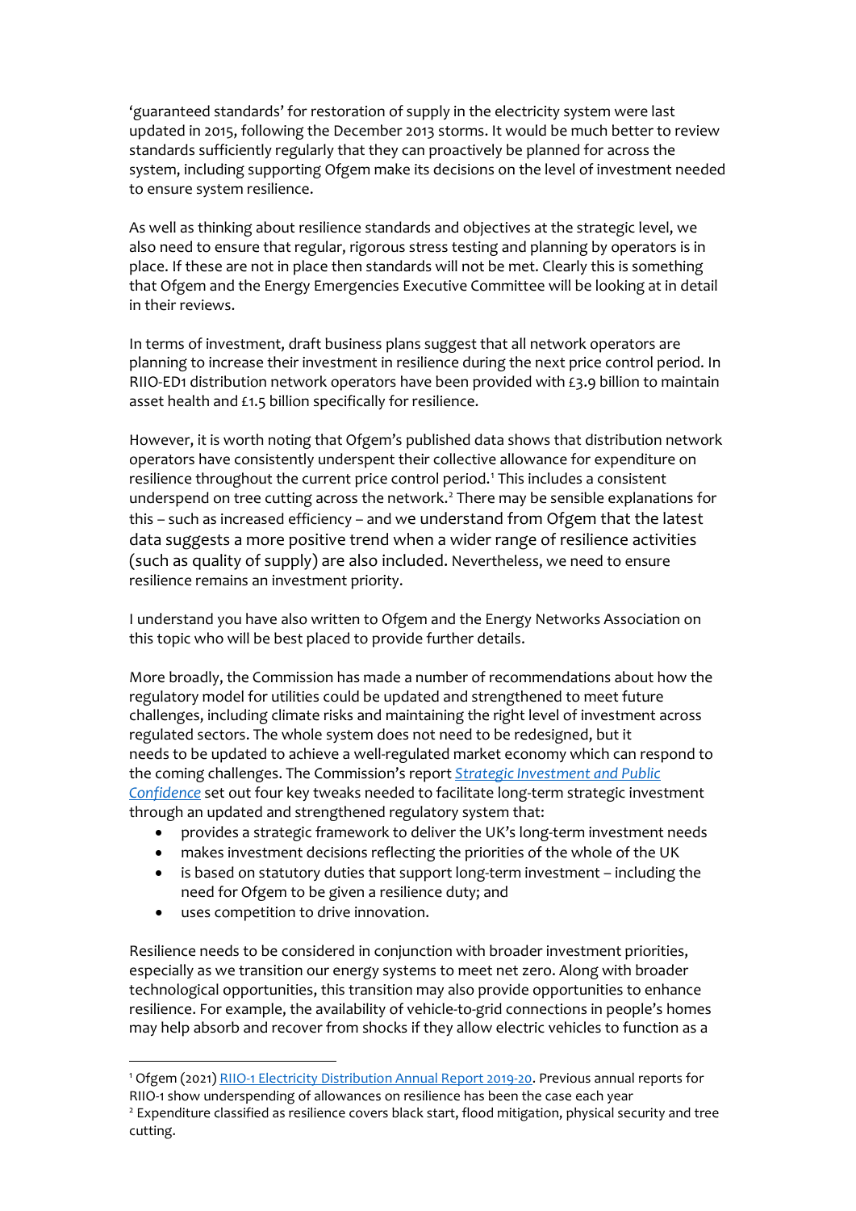'guaranteed standards' for restoration of supply in the electricity system were last updated in 2015, following the December 2013 storms. It would be much better to review standards sufficiently regularly that they can proactively be planned for across the system, including supporting Ofgem make its decisions on the level of investment needed to ensure system resilience.

As well as thinking about resilience standards and objectives at the strategic level, we also need to ensure that regular, rigorous stress testing and planning by operators is in place. If these are not in place then standards will not be met. Clearly this is something that Ofgem and the Energy Emergencies Executive Committee will be looking at in detail in their reviews.

In terms of investment, draft business plans suggest that all network operators are planning to increase their investment in resilience during the next price control period. In RIIO-ED1 distribution network operators have been provided with £3.9 billion to maintain asset health and £1.5 billion specifically for resilience.

However, it is worth noting that Ofgem's published data shows that distribution network operators have consistently underspent their collective allowance for expenditure on resilience throughout the current price control period.[1] This includes a consistent underspend on tree cutting across the network.[2] There may be sensible explanations for this – such as increased efficiency – and we understand from Ofgem that the latest data suggests a more positive trend when a wider range of resilience activities (such as quality of supply) are also included. Nevertheless, we need to ensure resilience remains an investment priority.

I understand you have also written to Ofgem and the Energy Networks Association on this topic who will be best placed to provide further details.

More broadly, the Commission has made a number of recommendations about how the regulatory model for utilities could be updated and strengthened to meet future challenges, including climate risks and maintaining the right level of investment across regulated sectors. The whole system does not need to be redesigned, but it needs to be updated to achieve a well-regulated market economy which can respond to the coming challenges. The Commission's report *Strategic Investment and Public Confidence* set out four key tweaks needed to facilitate long-term strategic investment through an updated and strengthened regulatory system that:

- provides a strategic framework to deliver the UK's long-term investment needs
- makes investment decisions reflecting the priorities of the whole of the UK
- is based on statutory duties that support long-term investment – including the need for Ofgem to be given a resilience duty; and
- uses competition to drive innovation.

Resilience needs to be considered in conjunction with broader investment priorities, especially as we transition our energy systems to meet net zero. Along with broader technological opportunities, this transition may also provide opportunities to enhance resilience. For example, the availability of vehicle-to-grid connections in people's homes may help absorb and recover from shocks if they allow electric vehicles to function as a

---

[1] Ofgem (2021) RIIO-1 Electricity Distribution Annual Report 2019-20. Previous annual reports for RIIO-1 show underspending of allowances on resilience has been the case each year

[2] Expenditure classified as resilience covers black start, flood mitigation, physical security and tree cutting.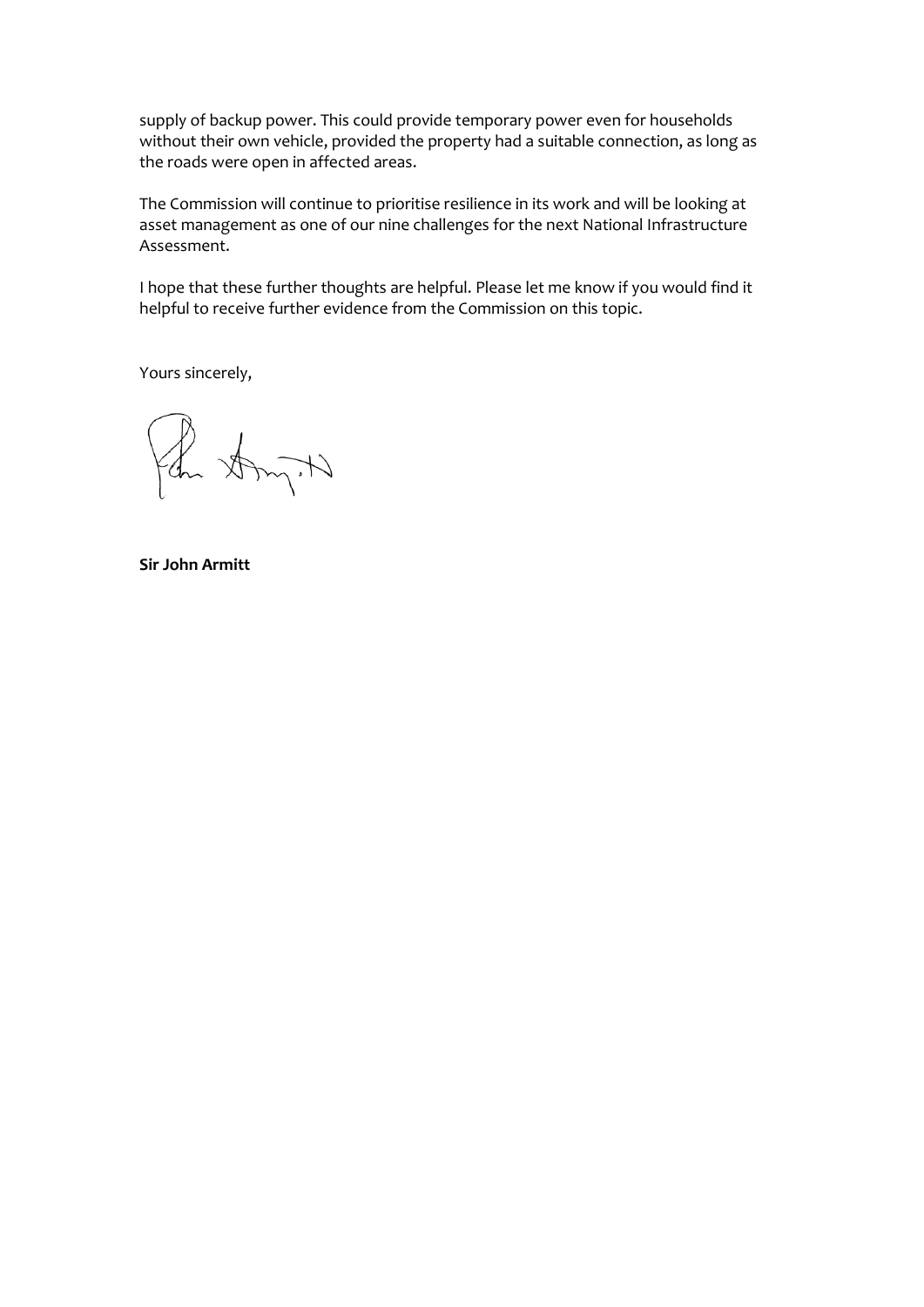supply of backup power. This could provide temporary power even for households without their own vehicle, provided the property had a suitable connection, as long as the roads were open in affected areas.

The Commission will continue to prioritise resilience in its work and will be looking at asset management as one of our nine challenges for the next National Infrastructure Assessment.

I hope that these further thoughts are helpful. Please let me know if you would find it helpful to receive further evidence from the Commission on this topic.

Yours sincerely,

**Sir John Armitt**